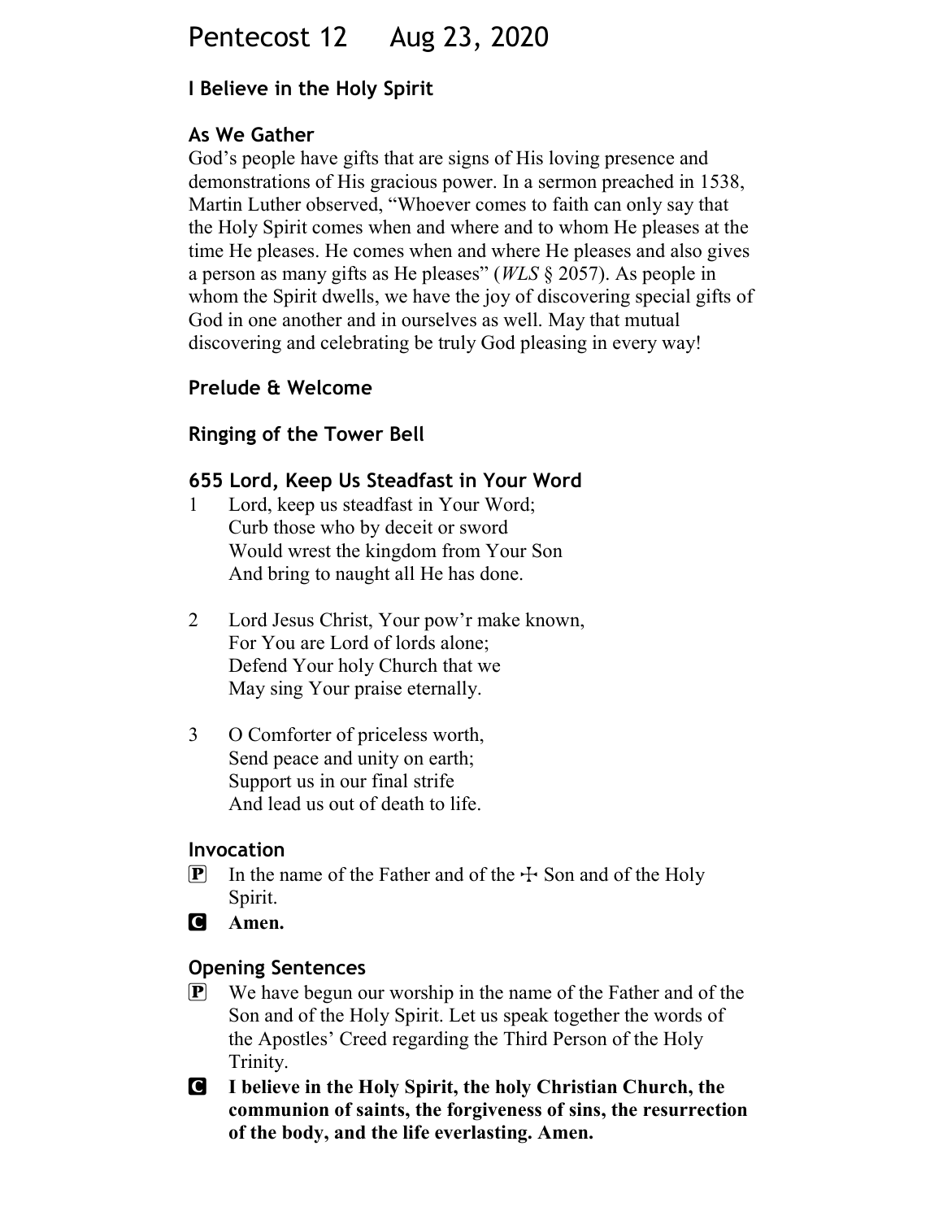# Pentecost 12 Aug 23, 2020

## I Believe in the Holy Spirit

### As We Gather

God's people have gifts that are signs of His loving presence and demonstrations of His gracious power. In a sermon preached in 1538, Martin Luther observed, "Whoever comes to faith can only say that the Holy Spirit comes when and where and to whom He pleases at the time He pleases. He comes when and where He pleases and also gives a person as many gifts as He pleases" (*WLS* § 2057). As people in whom the Spirit dwells, we have the joy of discovering special gifts of God in one another and in ourselves as well. May that mutual discovering and celebrating be truly God pleasing in every way!

### Prelude & Welcome

### Ringing of the Tower Bell

### 655 Lord, Keep Us Steadfast in Your Word

1 Lord, keep us steadfast in Your Word;
Curb those who by deceit or sword
Would wrest the kingdom from Your Son
And bring to naught all He has done.

2 Lord Jesus Christ, Your pow'r make known,
For You are Lord of lords alone;
Defend Your holy Church that we
May sing Your praise eternally.

3 O Comforter of priceless worth,
Send peace and unity on earth;
Support us in our final strife
And lead us out of death to life.

### Invocation

P In the name of the Father and of the ☩ Son and of the Holy Spirit.

C **Amen.**

### Opening Sentences

P We have begun our worship in the name of the Father and of the Son and of the Holy Spirit. Let us speak together the words of the Apostles' Creed regarding the Third Person of the Holy Trinity.

C **I believe in the Holy Spirit, the holy Christian Church, the communion of saints, the forgiveness of sins, the resurrection of the body, and the life everlasting. Amen.**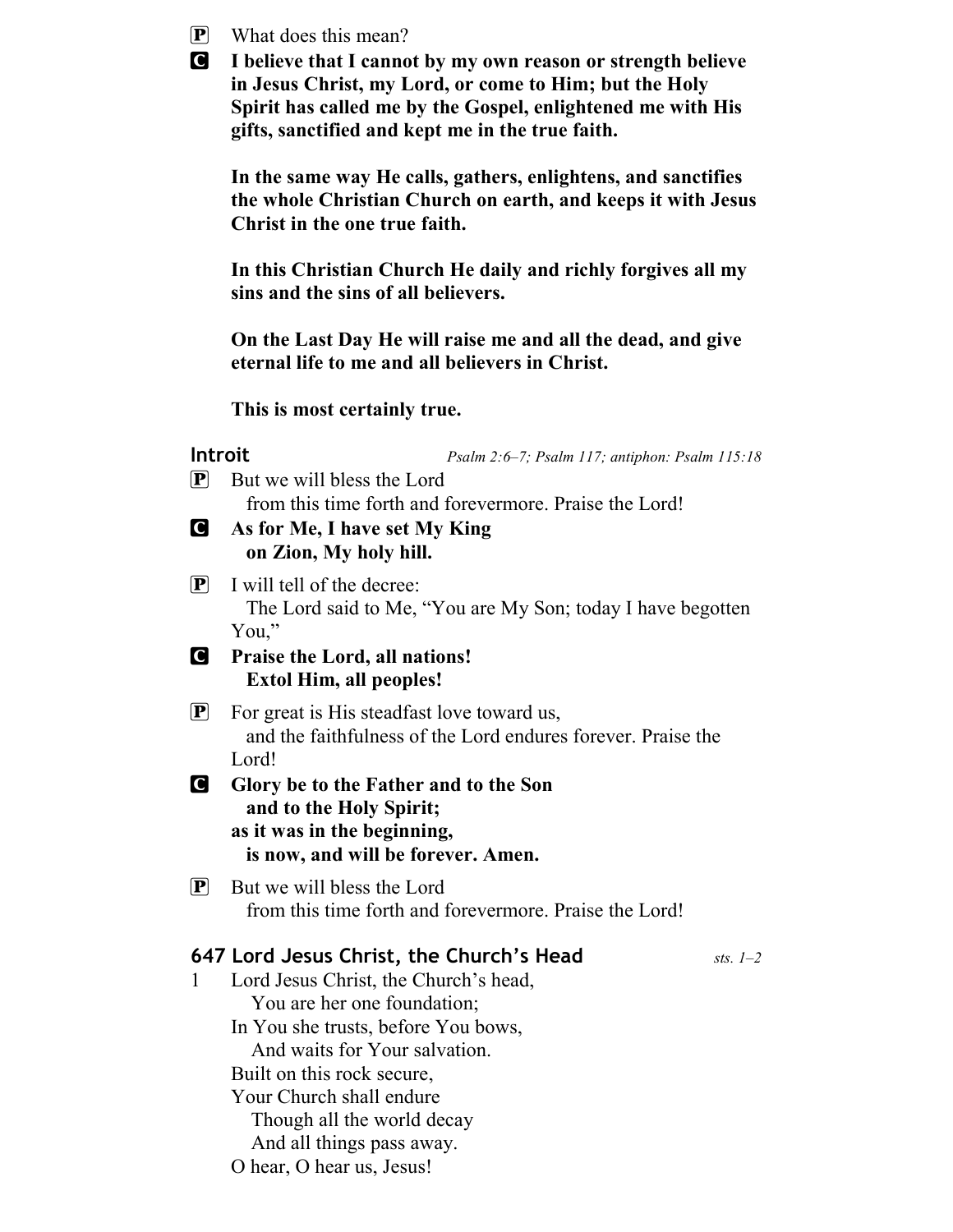P What does this mean?

C **I believe that I cannot by my own reason or strength believe in Jesus Christ, my Lord, or come to Him; but the Holy Spirit has called me by the Gospel, enlightened me with His gifts, sanctified and kept me in the true faith.**

**In the same way He calls, gathers, enlightens, and sanctifies the whole Christian Church on earth, and keeps it with Jesus Christ in the one true faith.**

**In this Christian Church He daily and richly forgives all my sins and the sins of all believers.**

**On the Last Day He will raise me and all the dead, and give eternal life to me and all believers in Christ.**

**This is most certainly true.**

## Introit

*Psalm 2:6–7; Psalm 117; antiphon: Psalm 115:18*

P But we will bless the Lord
  from this time forth and forevermore. Praise the Lord!

C **As for Me, I have set My King**
  **on Zion, My holy hill.**

P I will tell of the decree:
  The Lord said to Me, "You are My Son; today I have begotten You,"

C **Praise the Lord, all nations!**
  **Extol Him, all peoples!**

P For great is His steadfast love toward us,
  and the faithfulness of the Lord endures forever. Praise the Lord!

C **Glory be to the Father and to the Son**
  **and to the Holy Spirit;**
**as it was in the beginning,**
  **is now, and will be forever. Amen.**

P But we will bless the Lord
  from this time forth and forevermore. Praise the Lord!

## 647 Lord Jesus Christ, the Church's Head

*sts. 1–2*

1 Lord Jesus Christ, the Church's head,
  You are her one foundation;
In You she trusts, before You bows,
  And waits for Your salvation.
Built on this rock secure,
Your Church shall endure
  Though all the world decay
  And all things pass away.
O hear, O hear us, Jesus!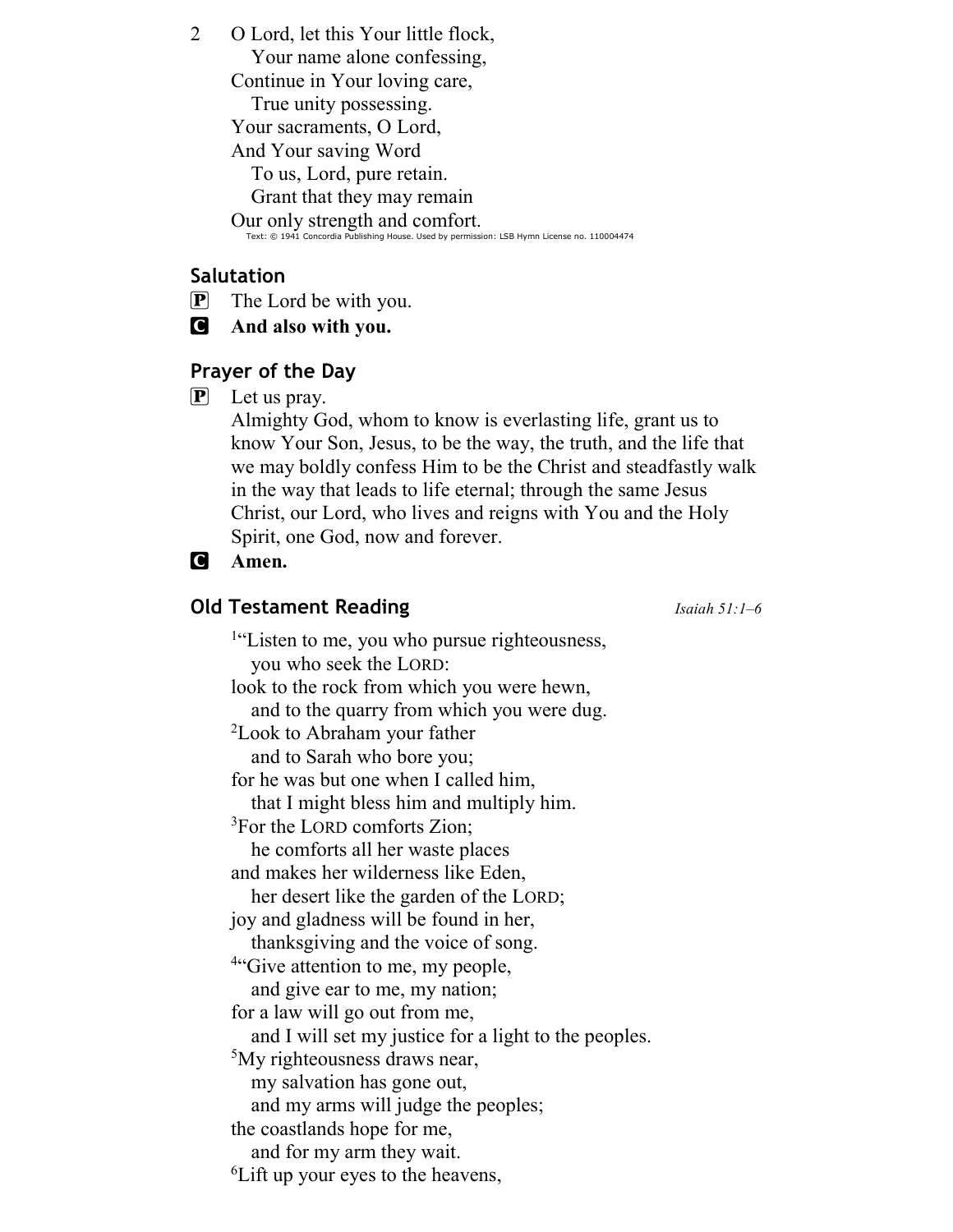2 O Lord, let this Your little flock,
  Your name alone confessing,
Continue in Your loving care,
  True unity possessing.
Your sacraments, O Lord,
And Your saving Word
  To us, Lord, pure retain.
  Grant that they may remain
Our only strength and comfort.

Text: © 1941 Concordia Publishing House. Used by permission: LSB Hymn License no. 110004474

## Salutation

P The Lord be with you.

C **And also with you.**

## Prayer of the Day

P Let us pray.
Almighty God, whom to know is everlasting life, grant us to know Your Son, Jesus, to be the way, the truth, and the life that we may boldly confess Him to be the Christ and steadfastly walk in the way that leads to life eternal; through the same Jesus Christ, our Lord, who lives and reigns with You and the Holy Spirit, one God, now and forever.

C **Amen.**

## Old Testament Reading

*Isaiah 51:1–6*

[1]"Listen to me, you who pursue righteousness,
  you who seek the LORD:
look to the rock from which you were hewn,
  and to the quarry from which you were dug.
[2]Look to Abraham your father
  and to Sarah who bore you;
for he was but one when I called him,
  that I might bless him and multiply him.
[3]For the LORD comforts Zion;
  he comforts all her waste places
and makes her wilderness like Eden,
  her desert like the garden of the LORD;
joy and gladness will be found in her,
  thanksgiving and the voice of song.
[4]"Give attention to me, my people,
  and give ear to me, my nation;
for a law will go out from me,
  and I will set my justice for a light to the peoples.
[5]My righteousness draws near,
  my salvation has gone out,
  and my arms will judge the peoples;
the coastlands hope for me,
  and for my arm they wait.
[6]Lift up your eyes to the heavens,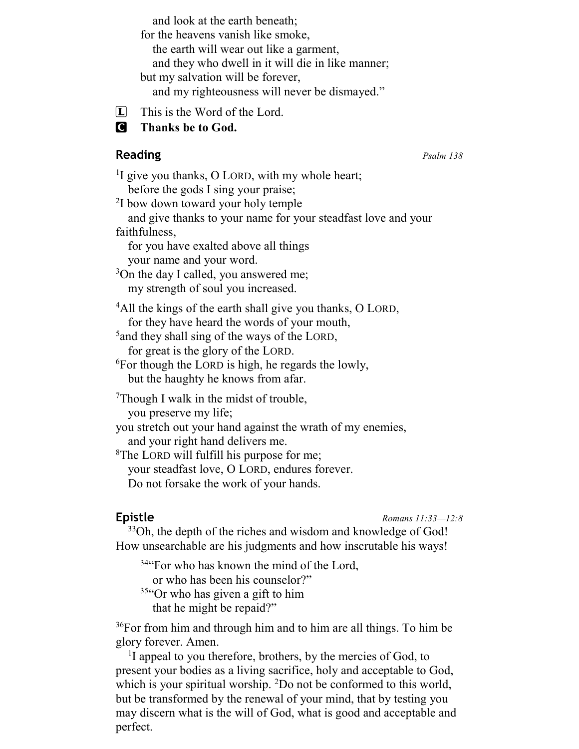and look at the earth beneath;
for the heavens vanish like smoke,
the earth will wear out like a garment,
and they who dwell in it will die in like manner;
but my salvation will be forever,
and my righteousness will never be dismayed."

L This is the Word of the Lord.

C **Thanks be to God.**

## Reading *Psalm 138*

[1]I give you thanks, O LORD, with my whole heart;
before the gods I sing your praise;
[2]I bow down toward your holy temple
and give thanks to your name for your steadfast love and your faithfulness,
for you have exalted above all things
your name and your word.
[3]On the day I called, you answered me;
my strength of soul you increased.

[4]All the kings of the earth shall give you thanks, O LORD,
for they have heard the words of your mouth,
[5]and they shall sing of the ways of the LORD,
for great is the glory of the LORD.
[6]For though the LORD is high, he regards the lowly,
but the haughty he knows from afar.

[7]Though I walk in the midst of trouble,
you preserve my life;
you stretch out your hand against the wrath of my enemies,
and your right hand delivers me.
[8]The LORD will fulfill his purpose for me;
your steadfast love, O LORD, endures forever.
Do not forsake the work of your hands.

## Epistle *Romans 11:33—12:8*

[33]Oh, the depth of the riches and wisdom and knowledge of God! How unsearchable are his judgments and how inscrutable his ways!

[34]"For who has known the mind of the Lord,
or who has been his counselor?"
[35]"Or who has given a gift to him
that he might be repaid?"

[36]For from him and through him and to him are all things. To him be glory forever. Amen.

[1]I appeal to you therefore, brothers, by the mercies of God, to present your bodies as a living sacrifice, holy and acceptable to God, which is your spiritual worship. [2]Do not be conformed to this world, but be transformed by the renewal of your mind, that by testing you may discern what is the will of God, what is good and acceptable and perfect.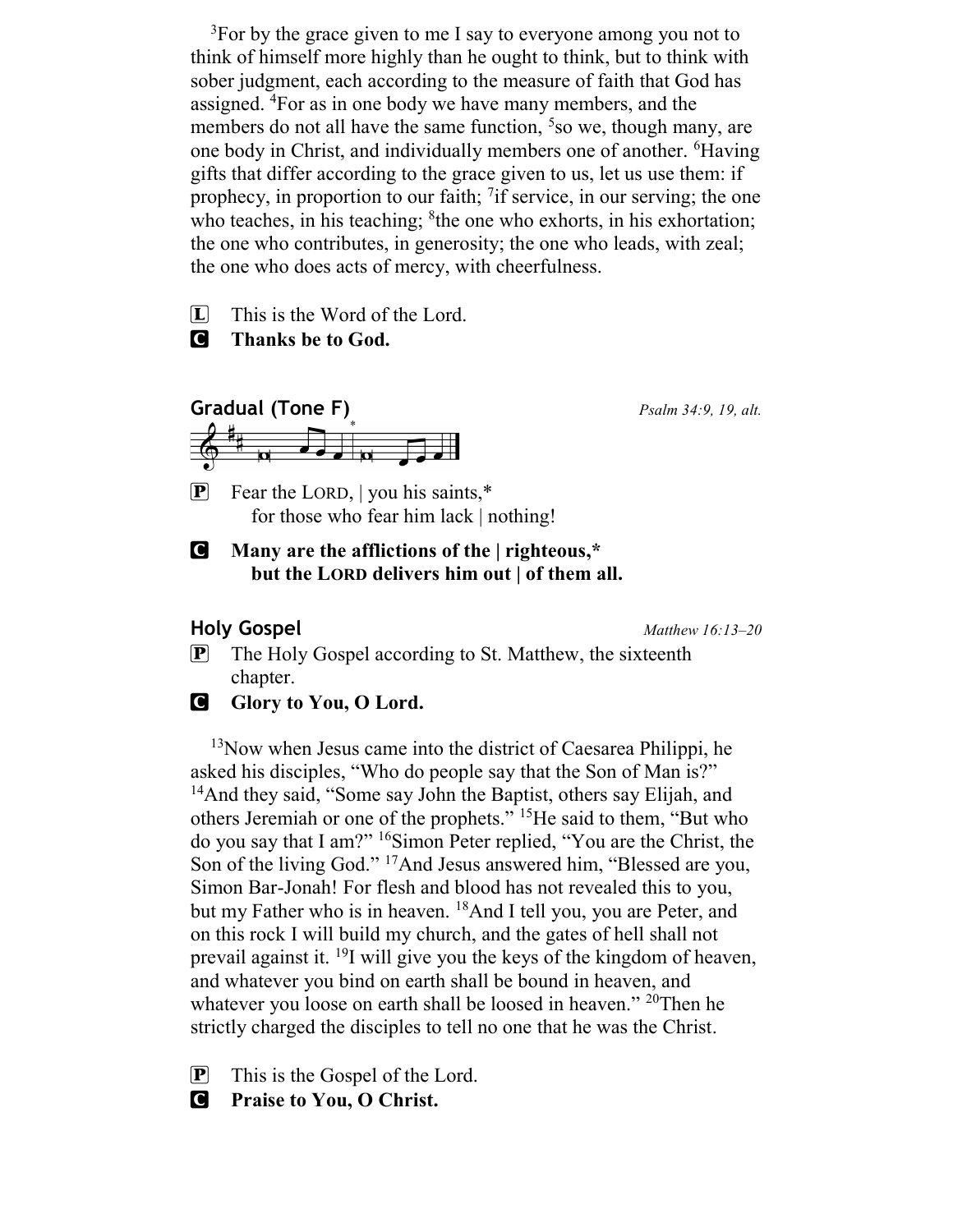[3]For by the grace given to me I say to everyone among you not to think of himself more highly than he ought to think, but to think with sober judgment, each according to the measure of faith that God has assigned. [4]For as in one body we have many members, and the members do not all have the same function, [5]so we, though many, are one body in Christ, and individually members one of another. [6]Having gifts that differ according to the grace given to us, let us use them: if prophecy, in proportion to our faith; [7]if service, in our serving; the one who teaches, in his teaching; [8]the one who exhorts, in his exhortation; the one who contributes, in generosity; the one who leads, with zeal; the one who does acts of mercy, with cheerfulness.

L This is the Word of the Lord.
C **Thanks be to God.**

## Gradual (Tone F)

*Psalm 34:9, 19, alt.*

P Fear the LORD, | you his saints,*
for those who fear him lack | nothing!

C **Many are the afflictions of the | righteous,***
**but the LORD delivers him out | of them all.**

## Holy Gospel

*Matthew 16:13–20*

P The Holy Gospel according to St. Matthew, the sixteenth chapter.
C **Glory to You, O Lord.**

[13]Now when Jesus came into the district of Caesarea Philippi, he asked his disciples, "Who do people say that the Son of Man is?" [14]And they said, "Some say John the Baptist, others say Elijah, and others Jeremiah or one of the prophets." [15]He said to them, "But who do you say that I am?" [16]Simon Peter replied, "You are the Christ, the Son of the living God." [17]And Jesus answered him, "Blessed are you, Simon Bar-Jonah! For flesh and blood has not revealed this to you, but my Father who is in heaven. [18]And I tell you, you are Peter, and on this rock I will build my church, and the gates of hell shall not prevail against it. [19]I will give you the keys of the kingdom of heaven, and whatever you bind on earth shall be bound in heaven, and whatever you loose on earth shall be loosed in heaven." [20]Then he strictly charged the disciples to tell no one that he was the Christ.

P This is the Gospel of the Lord.
C **Praise to You, O Christ.**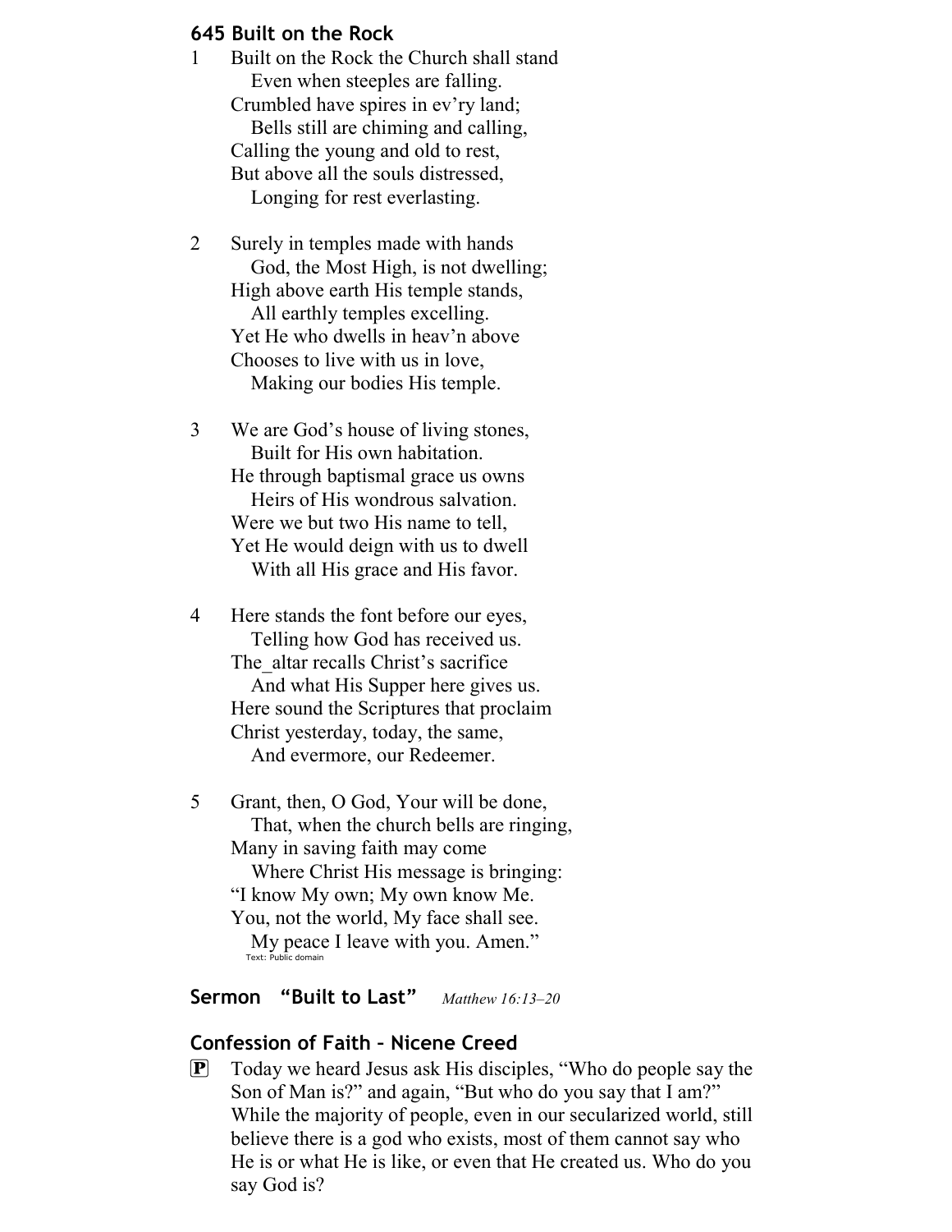### 645 Built on the Rock

1 Built on the Rock the Church shall stand
  Even when steeples are falling.
 Crumbled have spires in ev'ry land;
  Bells still are chiming and calling,
 Calling the young and old to rest,
 But above all the souls distressed,
  Longing for rest everlasting.

2 Surely in temples made with hands
  God, the Most High, is not dwelling;
 High above earth His temple stands,
  All earthly temples excelling.
 Yet He who dwells in heav'n above
 Chooses to live with us in love,
  Making our bodies His temple.

3 We are God's house of living stones,
  Built for His own habitation.
 He through baptismal grace us owns
  Heirs of His wondrous salvation.
 Were we but two His name to tell,
 Yet He would deign with us to dwell
  With all His grace and His favor.

4 Here stands the font before our eyes,
  Telling how God has received us.
 The_altar recalls Christ's sacrifice
  And what His Supper here gives us.
 Here sound the Scriptures that proclaim
 Christ yesterday, today, the same,
  And evermore, our Redeemer.

5 Grant, then, O God, Your will be done,
  That, when the church bells are ringing,
 Many in saving faith may come
  Where Christ His message is bringing:
 "I know My own; My own know Me.
 You, not the world, My face shall see.
  My peace I leave with you. Amen."

Text: Public domain

### Sermon "Built to Last" *Matthew 16:13–20*

### Confession of Faith – Nicene Creed

**P** Today we heard Jesus ask His disciples, "Who do people say the Son of Man is?" and again, "But who do you say that I am?" While the majority of people, even in our secularized world, still believe there is a god who exists, most of them cannot say who He is or what He is like, or even that He created us. Who do you say God is?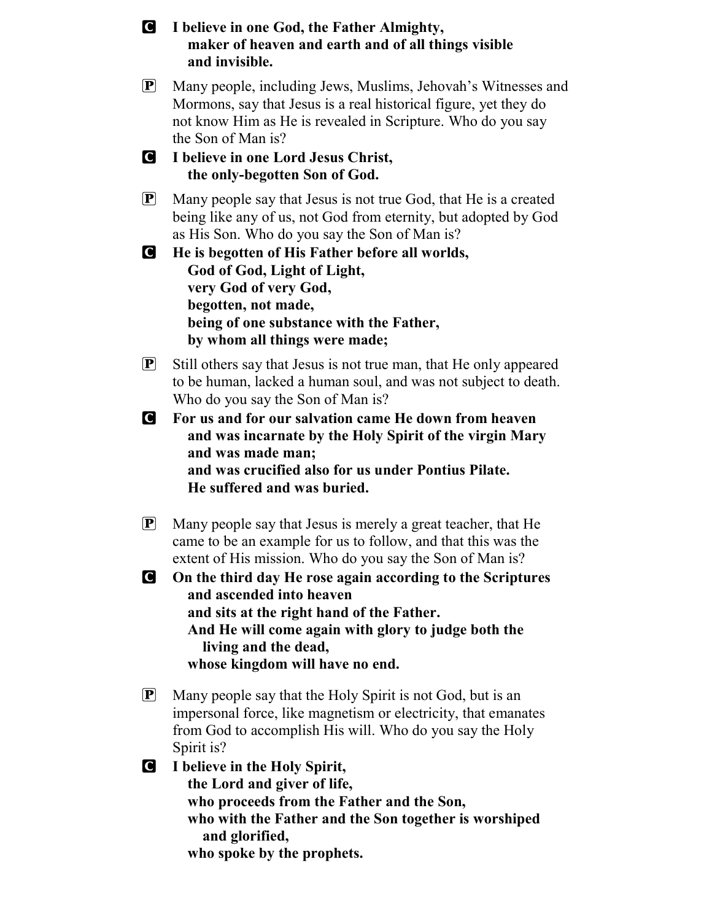**C** **I believe in one God, the Father Almighty,
maker of heaven and earth and of all things visible
and invisible.**

**P** Many people, including Jews, Muslims, Jehovah's Witnesses and Mormons, say that Jesus is a real historical figure, yet they do not know Him as He is revealed in Scripture. Who do you say the Son of Man is?

**C** **I believe in one Lord Jesus Christ,
the only-begotten Son of God.**

**P** Many people say that Jesus is not true God, that He is a created being like any of us, not God from eternity, but adopted by God as His Son. Who do you say the Son of Man is?

**C** **He is begotten of His Father before all worlds,
God of God, Light of Light,
very God of very God,
begotten, not made,
being of one substance with the Father,
by whom all things were made;**

**P** Still others say that Jesus is not true man, that He only appeared to be human, lacked a human soul, and was not subject to death. Who do you say the Son of Man is?

**C** **For us and for our salvation came He down from heaven
and was incarnate by the Holy Spirit of the virgin Mary
and was made man;
and was crucified also for us under Pontius Pilate.
He suffered and was buried.**

**P** Many people say that Jesus is merely a great teacher, that He came to be an example for us to follow, and that this was the extent of His mission. Who do you say the Son of Man is?

**C** **On the third day He rose again according to the Scriptures
and ascended into heaven
and sits at the right hand of the Father.
And He will come again with glory to judge both the
living and the dead,
whose kingdom will have no end.**

**P** Many people say that the Holy Spirit is not God, but is an impersonal force, like magnetism or electricity, that emanates from God to accomplish His will. Who do you say the Holy Spirit is?

**C** **I believe in the Holy Spirit,
the Lord and giver of life,
who proceeds from the Father and the Son,
who with the Father and the Son together is worshiped
and glorified,
who spoke by the prophets.**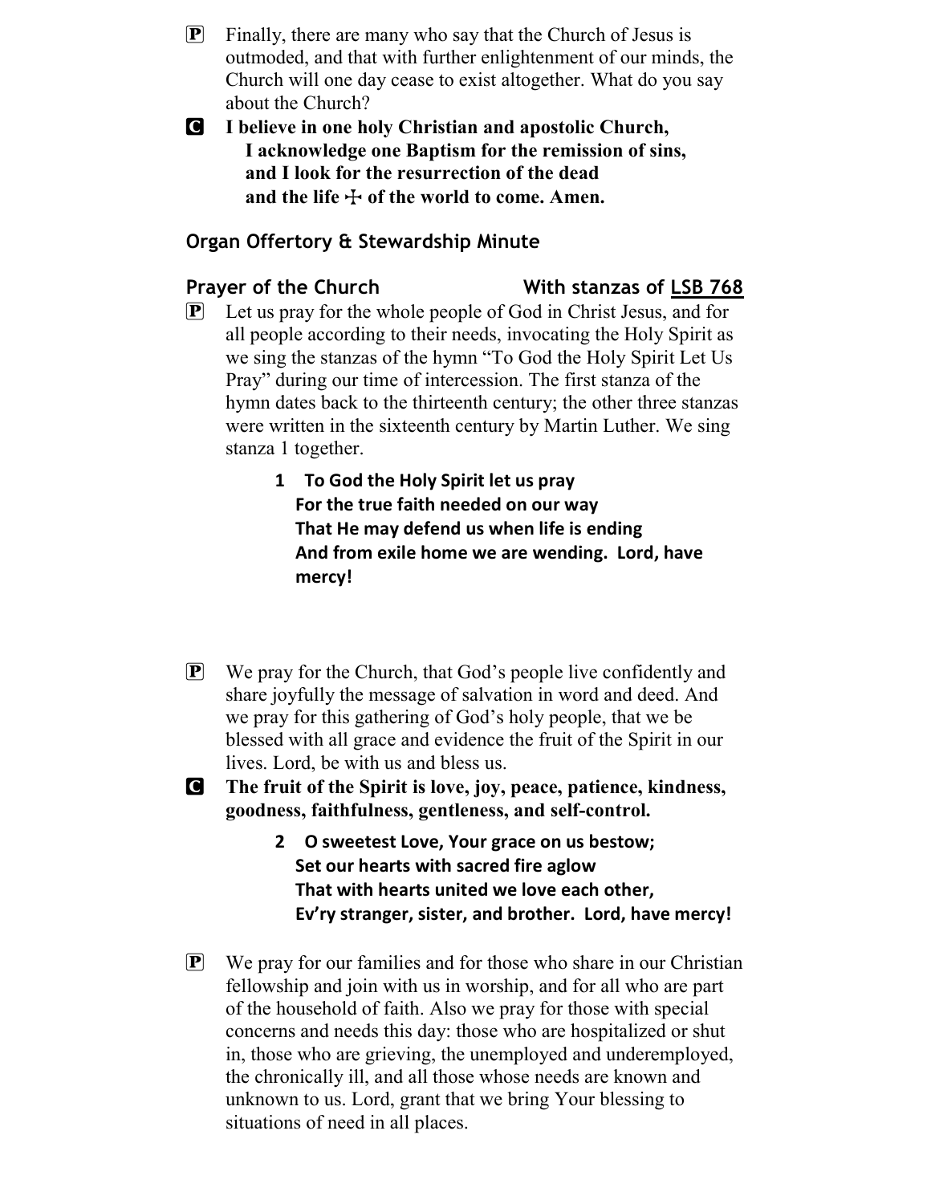**P** Finally, there are many who say that the Church of Jesus is outmoded, and that with further enlightenment of our minds, the Church will one day cease to exist altogether. What do you say about the Church?

**C** **I believe in one holy Christian and apostolic Church,**
**I acknowledge one Baptism for the remission of sins,**
**and I look for the resurrection of the dead**
**and the life ☩ of the world to come. Amen.**

### Organ Offertory & Stewardship Minute

### Prayer of the Church — With stanzas of LSB 768

**P** Let us pray for the whole people of God in Christ Jesus, and for all people according to their needs, invocating the Holy Spirit as we sing the stanzas of the hymn "To God the Holy Spirit Let Us Pray" during our time of intercession. The first stanza of the hymn dates back to the thirteenth century; the other three stanzas were written in the sixteenth century by Martin Luther. We sing stanza 1 together.

> **1 To God the Holy Spirit let us pray**
> **For the true faith needed on our way**
> **That He may defend us when life is ending**
> **And from exile home we are wending. Lord, have mercy!**

**P** We pray for the Church, that God's people live confidently and share joyfully the message of salvation in word and deed. And we pray for this gathering of God's holy people, that we be blessed with all grace and evidence the fruit of the Spirit in our lives. Lord, be with us and bless us.

**C** **The fruit of the Spirit is love, joy, peace, patience, kindness, goodness, faithfulness, gentleness, and self-control.**

> **2 O sweetest Love, Your grace on us bestow;**
> **Set our hearts with sacred fire aglow**
> **That with hearts united we love each other,**
> **Ev'ry stranger, sister, and brother. Lord, have mercy!**

**P** We pray for our families and for those who share in our Christian fellowship and join with us in worship, and for all who are part of the household of faith. Also we pray for those with special concerns and needs this day: those who are hospitalized or shut in, those who are grieving, the unemployed and underemployed, the chronically ill, and all those whose needs are known and unknown to us. Lord, grant that we bring Your blessing to situations of need in all places.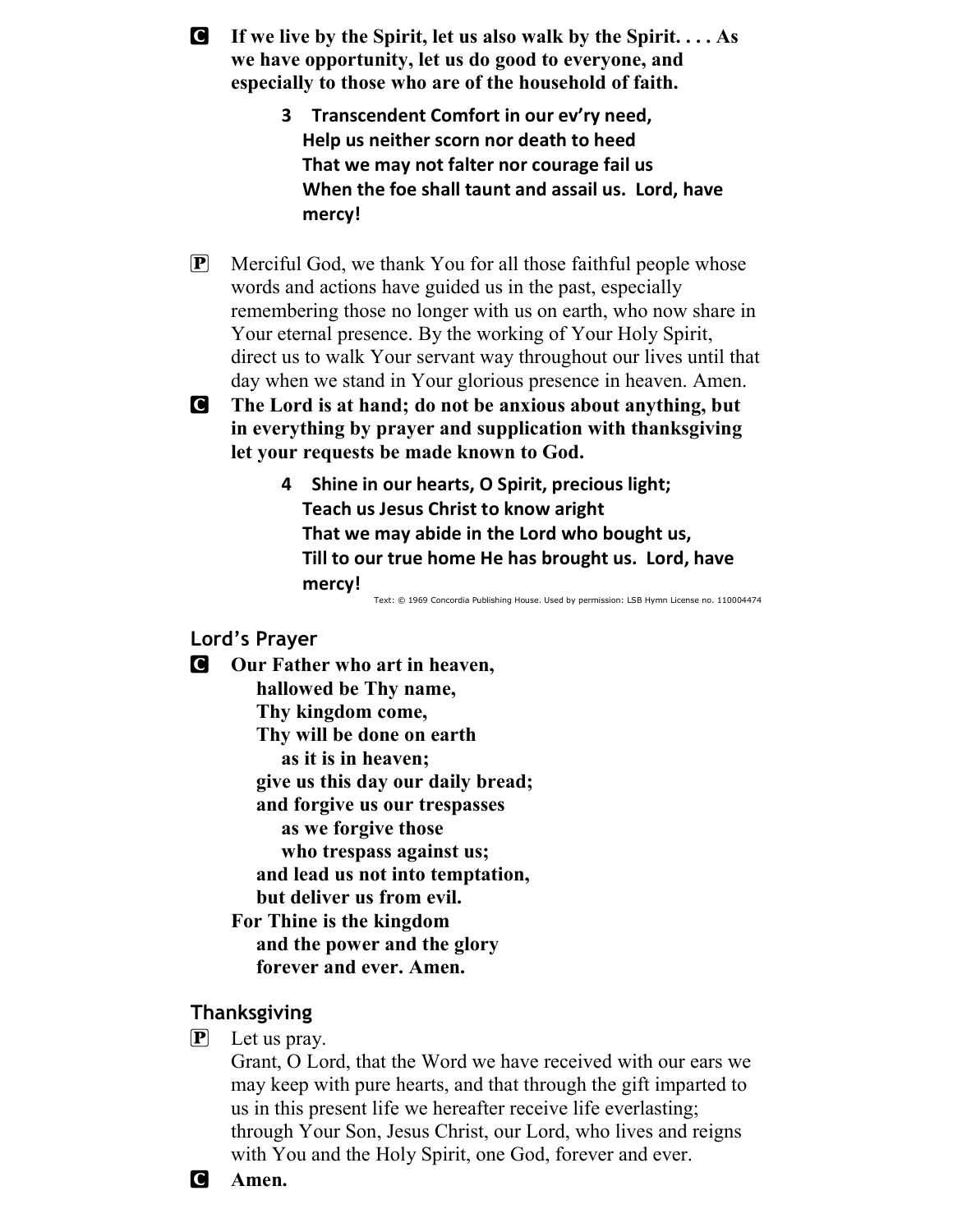**C** **If we live by the Spirit, let us also walk by the Spirit. . . . As we have opportunity, let us do good to everyone, and especially to those who are of the household of faith.**

> **3 Transcendent Comfort in our ev'ry need,**
> **Help us neither scorn nor death to heed**
> **That we may not falter nor courage fail us**
> **When the foe shall taunt and assail us. Lord, have mercy!**

**P** Merciful God, we thank You for all those faithful people whose words and actions have guided us in the past, especially remembering those no longer with us on earth, who now share in Your eternal presence. By the working of Your Holy Spirit, direct us to walk Your servant way throughout our lives until that day when we stand in Your glorious presence in heaven. Amen.

**C** **The Lord is at hand; do not be anxious about anything, but in everything by prayer and supplication with thanksgiving let your requests be made known to God.**

> **4 Shine in our hearts, O Spirit, precious light;**
> **Teach us Jesus Christ to know aright**
> **That we may abide in the Lord who bought us,**
> **Till to our true home He has brought us. Lord, have mercy!**

Text: © 1969 Concordia Publishing House. Used by permission: LSB Hymn License no. 110004474

## Lord's Prayer

**C** **Our Father who art in heaven,**
**hallowed be Thy name,**
**Thy kingdom come,**
**Thy will be done on earth**
**as it is in heaven;**
**give us this day our daily bread;**
**and forgive us our trespasses**
**as we forgive those**
**who trespass against us;**
**and lead us not into temptation,**
**but deliver us from evil.**
**For Thine is the kingdom**
**and the power and the glory**
**forever and ever. Amen.**

## Thanksgiving

**P** Let us pray.
Grant, O Lord, that the Word we have received with our ears we may keep with pure hearts, and that through the gift imparted to us in this present life we hereafter receive life everlasting; through Your Son, Jesus Christ, our Lord, who lives and reigns with You and the Holy Spirit, one God, forever and ever.

**C** **Amen.**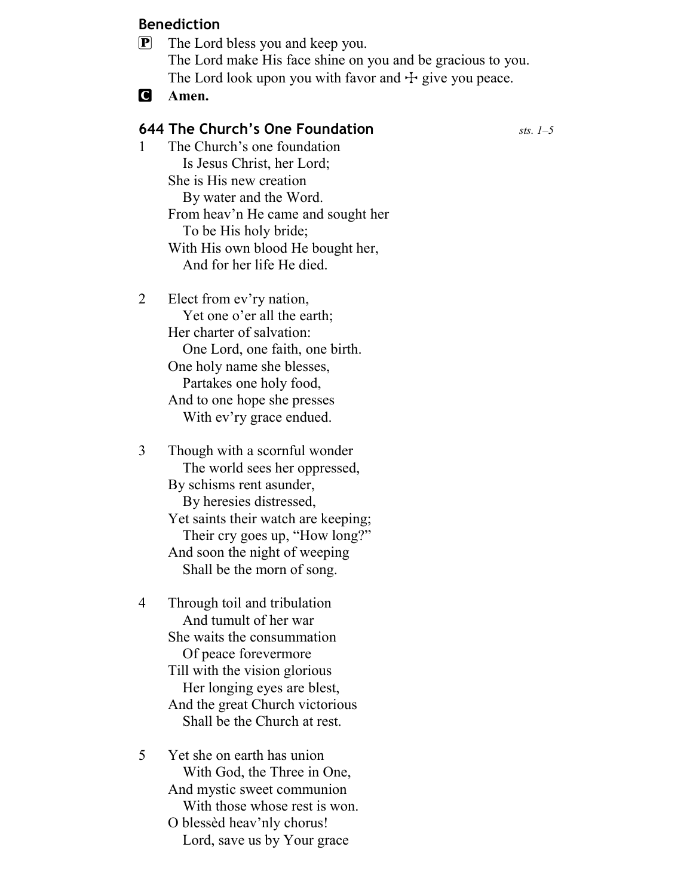## Benediction

**P** The Lord bless you and keep you.
The Lord make His face shine on you and be gracious to you.
The Lord look upon you with favor and ☩ give you peace.

**C** **Amen.**

## 644 The Church's One Foundation

*sts. 1–5*

1 The Church's one foundation
Is Jesus Christ, her Lord;
She is His new creation
By water and the Word.
From heav'n He came and sought her
To be His holy bride;
With His own blood He bought her,
And for her life He died.

2 Elect from ev'ry nation,
Yet one o'er all the earth;
Her charter of salvation:
One Lord, one faith, one birth.
One holy name she blesses,
Partakes one holy food,
And to one hope she presses
With ev'ry grace endued.

3 Though with a scornful wonder
The world sees her oppressed,
By schisms rent asunder,
By heresies distressed,
Yet saints their watch are keeping;
Their cry goes up, "How long?"
And soon the night of weeping
Shall be the morn of song.

4 Through toil and tribulation
And tumult of her war
She waits the consummation
Of peace forevermore
Till with the vision glorious
Her longing eyes are blest,
And the great Church victorious
Shall be the Church at rest.

5 Yet she on earth has union
With God, the Three in One,
And mystic sweet communion
With those whose rest is won.
O blessèd heav'nly chorus!
Lord, save us by Your grace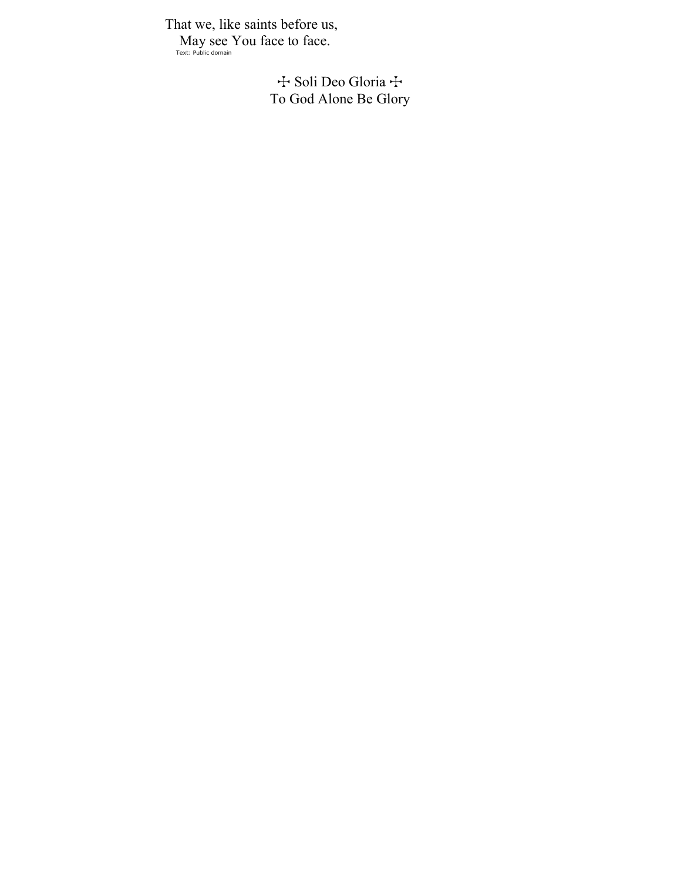That we, like saints before us,
May see You face to face.

Text: Public domain

☩ Soli Deo Gloria ☩
To God Alone Be Glory